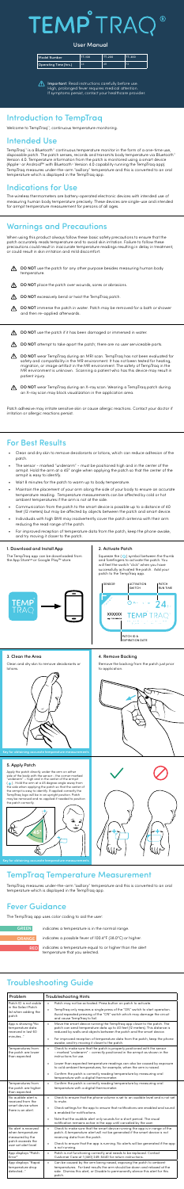# TEMPTRAQ®

## User Manual

| Model Number | TT-100 | TT-200 | TT-300 |
|---|---|---|---|
| Operating time(hrs) | | | |

**Important:** Read instructions carefully before use. High, prolonged fever requires medical attention. If symptoms persist, contact your healthcare provider.

## Introduction to TempTraq

Welcome to TempTraq®, continuous temperature monitoring.

## Intended Use

TempTraq® is a Bluetooth® continuous temperature monitor in the form of a one-time use, disposable patch. The patch senses, records and transmits body temperature via Bluetooth® Version 4.0. Temperature information from the patch is monitored using a smart device (Apple - or Android™ with Bluetooth® Version 4.0 capability running the TempTraq app). TempTraq measures under-the-arm "axillary" temperature and this is converted to an oral temperature which is displayed in the TempTraq app.

## Indications for Use

The wireless thermometers are battery-operated electronic devices with intended use of measuring human body temperature precisely. These devices are single-use and intended for armpit temperature measurement for persons of all ages.

## Warnings and Precautions

When using this product always follow these basic safety precautions to ensure that the patch accurately reads temperature and to avoid skin irritation. Failure to follow these precautions could result in inaccurate temperature readings resulting in delay in treatment, or could result in skin irritation and mild discomfort.

- **DO NOT** use the patch for any other purpose besides measuring human body temperature.
- **DO NOT** place the patch over wounds, sores or abrasions.
- **DO NOT** excessively bend or twist the TempTraq patch.
- **DO NOT** immerse the patch in water. Patch may be removed for a bath or shower and then re-applied afterwards.
- **DO NOT** use the patch if it has been damaged or immersed in water.
- **DO NOT** attempt to take apart the patch; there are no user serviceable parts.
- **DO NOT** wear TempTraq during an MRI scan. TempTraq has not been evaluated for safety and compatibility in the MR environment. It has not been tested for heating, migration, or image artifact in the MR environment. The safety of TempTraq in the MR environment is unknown. Scanning a patient who has this device may result in patient injury.
- **DO NOT** wear TempTraq during an X-ray scan. Wearing a TempTraq patch during an X-ray scan may block visualization in the application area.

Patch adhesive may irritate sensitive skin or cause allergic reactions. Contact your doctor if irritation or allergic reactions persist.

## For Best Results

- Clean and dry skin to remove deodorants or lotions, which can reduce adhesion of the patch.
- The sensor – marked "underarm" – must be positioned high and in the center of the armpit. Hold the arm at a 45° angle when applying the patch so that the center of the armpit is easy to identify.
- Wait 8 minutes for the patch to warm up to body temperature.
- Maintain the placement of your arm along the side of your body to ensure an accurate temperature reading. Temperature measurements can be affected by cold or hot ambient temperatures if the arm is not at the side.
- Communication from the patch to the smart device is possible up to a distance of 40 feet (12 meters) but may be affected by objects between the patch and smart device.
- Individuals with high BMI may inadvertently cover the patch antenna with their arm reducing the read range of the patch.
- For improved reception of temperature data from the patch, keep the phone awake, and try moving it closer to the patch.

### 1. Download and Install App

The TempTraq app can be downloaded from the App Store℠ or Google Play™ store

### 2. Activate Patch

Squeeze the ( ) symbol between the thumb and forefingers to activate the patch. You will feel the switch "click" when you have successfully activated the patch. Add your patch to the TempTraq app.

SENSOR — ACTIVATION SWITCH — PATCH RUN TIME — PATCH ID & EXPIRATION DATE

### 3. Clean the Area

Clean and dry skin to remove deodorants or lotions.

### 4. Remove Backing

Remove the backing from the patch just prior to application.

### 5. Apply Patch

Apply the patch directly under the arm on either side of the body with the sensor – the corner marked "underarm" – high and in the center of the armpit. Hold the arm at a 45 degree angle away from the side when applying the patch so that the center of the armpit is easy to identify. If applied correctly the TempTraq logo will be in an upright position. Patch may be removed and re-applied if needed to position the patch correctly.

Key for obtaining accurate temperature measurements

## TempTraq Temperature Measurement

TempTraq measures under-the-arm "axillary" temperature and this is converted to an oral temperature which is displayed in the TempTraq app.

## Fever Guidance

The TempTraq app uses color coding to aid the user:

| | |
|---|---|
| GREEN | indicates a temperature is in the normal range |
| ORANGE | indicates a possible fever of 100.4°F (38.0°C) or higher |
| RED | indicates a temperature equal to or higher than the alert temperature that you selected. |

## Troubleshooting Guide

| Problem | Troubleshooting Hints |
|---|---|
| Patch ID is not visible in the Select Patch list when adding the patch. | • Patch may not be activated. Press button on patch to activate.<br>• TempTraq only requires a single press of the "ON" switch to start operation. Avoid repeated pressing of the "ON" switch which may damage the circuit and cause TempTraq to fail. |
| App is showing "No temperature data received in last 60 minutes." | • Move the smart device running the TempTraq app closer to the patch. The patch can send temperature data up to 40 feet (12 meters). This distance is affected by walls and objects between the patch and the smart device.<br>• For improved reception of temperature data from the patch, keep the phone awake, and try moving it closer to the patch. |
| Temperatures from the patch are lower than expected. | • Check to make sure that the patch is properly positioned with the sensor – marked "underarm" – correctly positioned in the armpit as shown in the instructions for use.<br>• Lower than expected temperature readings can also be caused by exposure to cold ambient temperatures, for example, when the arm is raised.<br>• Confirm the patch is correctly reading temperature by measuring oral temperature with a digital thermometer. |
| Temperatures from the patch are higher than expected. | • Confirm the patch is correctly reading temperature by measuring oral temperature with a digital thermometer. |
| No alert tone is received from the smart device when there is an alert. | • Check to ensure that the phone volume is set to an audible level and is not set to mute.<br>• Check settings for the app to ensure that notifications are enabled and sound is enabled for notifications.<br>• Note that the audible alert only sounds for a short period. The visual notification remains active in the app until canceled by the user. |
| No alert is received when temperature monitored by the patch exceeds the user-set alert level. | • Check to make sure that the smart device running the app is in range of the patch. A temperature alert will not be generated if the smart device is not receiving data from the patch.<br>• Check to ensure that the app is running. No alerts will be generated if the app is not running. |
| App displays "Patch Error" | • Patch is not functioning correctly and needs to be replaced. Contact Customer Care at 1 (800) 248-5440 for return instructions. |
| App displays "Rapid temperature drop detected." | • Can be caused by the arm being raised, exposing the patch to ambient temperatures. For best results the arm should be down and relaxed at the side. Dismiss this alert, or Disable to permanently silence this alert for this patch. |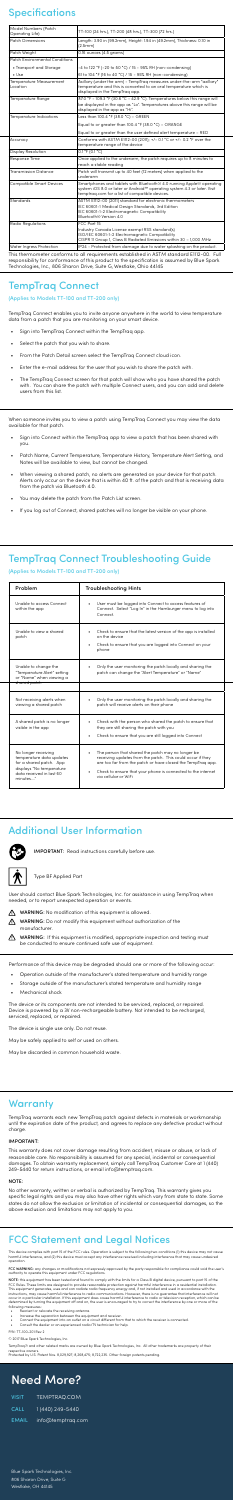## Specifications

| | |
|---|---|
| Model Numbers (Patch Operating Life) | TT-100 (14 hrs.), TT-200 (48 hrs.), TT-300 (72 hrs.) |
| Patch Dimensions | Length: 3.50 in (88.9mm), Height: 1.64 in (41.6mm), Thickness: 0.10 in (2.5mm) |
| Patch Weight | 0.16 ounces (4.5 grams) |
| Patch Environmental Conditions: | |
| • Transport and Storage | -4 to 122 °F (-20 to 50 °C) / 5% - 95% RH (non-condensing) |
| • Use | 41 to 104 °F (5 to 40 °C) / 15 - 95% RH (non-condensing) |
| Temperature Measurement Location | Axillary (under the arm) - TempTraq measures under the arm "axillary" temperature and this is converted to an oral temperature which is displayed in the TempTraq app. |
| Temperature Range | 82.4 °F - 108.0 °F (28.0 °C - 42.8 °C). Temperatures below this range will be displayed in the app as "Lo". Temperatures above this range will be displayed in the app as "Hi". |
| Temperature Indicators | Less than 100.4 °F (38.0 °C) – GREEN |
| | Equal to or greater than 100.4 °F (38.0 °C) – ORANGE |
| | Equal to or greater than the user defined alert temperature – RED |
| Accuracy | Conforms with ASTM E1112-00 (2018); ±0.1 °C (or ±0.2 °F) over the temperature range of the device. |
| Display Resolution | 0.1 °F (0.1 °C) |
| Response Time | Once applied to the underarm, the patch requires up to 8 minutes to reach a stable reading. |
| Transmission Distance | Patch will transmit up to 40 feet (12 meters) when applied to the underarm. |
| Compatible Smart Devices | Smartphones and tablets with Bluetooth 4.0 running Apple® operating system iOS 8.0 or later or Android™ operating system 4.3 or later. Visit temptraq.com for a list of compatible devices. |
| Standards | ASTM E1112-00 (2018) standard for electronic thermometers<br>IEC 60601-1 Medical Design Standards, 3rd Edition<br>IEC 60601-1-2 Electromagnetic Compatibility<br>Bluetooth® Version 4.0 |
| Radio Regulations | FCC Part 15<br>Industry Canada License exempt RSS standard(s)<br>ISO/IEC 60601-1-2 Electromagnetic Compatibility<br>CISPR 11 Group 1, Class B Radiated Emissions within 30 – 1,000 MHz |
| Water Ingress Protection | IP24 – Protected from damage due to water splashing on the product |

This thermometer conforms to all requirements established in ASTM standard E1112-00. Full responsibility for conformance of this product to the specification is assumed by Blue Spark Technologies, Inc., 806 Sharon Drive, Suite G, Westlake, Ohio 44145.

## TempTraq Connect

(Applies to Models TT-100 and TT-200 only)

TempTraq Connect enables you to invite anyone anywhere in the world to view temperature data from a patch that you are monitoring on your smart device.

- Sign into TempTraq Connect within the TempTraq app.
- Select the patch that you wish to share.
- From the Patch Detail screen, select the TempTraq Connect cloud icon.
- Enter the e-mail address for the user that you wish to share the patch with.
- The TempTraq Connect screen for that patch will show who you have shared the patch with. You can share the patch with multiple Connect users, and you can add and delete users from this list.

When someone invites you to view a patch using TempTraq Connect you may view the data available for that patch.

- Sign into Connect within the TempTraq app to view a patch that has been shared with you.
- Patch Name, Current Temperature, Temperature History, Temperature Alert Setting, and Notes will be available to view, but cannot be changed.
- When viewing a shared patch, no alerts are generated on your device for that patch. Alerts only occur on the device that is within 40 ft. of the patch and that is receiving data from the patch via Bluetooth 4.0.
- You may delete the patch from the Patch List screen.
- If you log out of Connect, shared patches will no longer be visible on your phone.

## TempTraq Connect Troubleshooting Guide

(Applies to Models TT-100 and TT-200 only)

| Problem | Troubleshooting Hints |
|---|---|
| Unable to access Connect within the app | • User must be logged into Connect to access features of Connect. Select "Log In" in the Hamburger menu to log into Connect. |
| Unable to view a shared patch | • Check to ensure that the latest version of the app is installed on the device<br>• Check to ensure that you are logged into Connect on your phone |
| Unable to change the "Temperature Alert" setting or "Name" when viewing a shared patch | • Only the user monitoring the patch locally and sharing the patch can change the "Alert Temperature" or "Name" |
| Not receiving alerts when viewing a shared patch | • Only the user monitoring the patch locally and sharing the patch will receive alerts on their phone. |
| A shared patch is no longer visible in the app | • Check with the person who shared the patch to ensure that they are still sharing the patch with you<br>• Check to ensure that you are still logged into Connect |
| No longer receiving temperature data updates for a shared patch. App displays "No temperature data received in last 60 minutes." | • The person that shared the patch may no longer be receiving updates from the patch. This could occur if they are too far from the patch or have closed the TempTraq app.<br>• Check to ensure that your phone is connected to the internet via cellular or WiFi. |

## Additional User Information

**IMPORTANT:** Read instructions carefully before use.

Type BF Applied Part

User should contact Blue Spark Technologies, Inc. for assistance in using TempTraq when needed, or to report unexpected operation or events.

⚠ **WARNING:** No modification of this equipment is allowed.

⚠ **WARNING:** Do not modify this equipment without authorization of the manufacturer.

⚠ **WARNING:** If this equipment is modified, appropriate inspection and testing must be conducted to ensure continued safe use of equipment.

Performance of this device may be degraded should one or more of the following occur:

- Operation outside of the manufacturer's stated temperature and humidity range
- Storage outside of the manufacturer's stated temperature and humidity range
- Mechanical shock

The device or its components are not intended to be serviced, replaced, or repaired. Device is powered by a 3V non-rechargeable battery. Not intended to be recharged, serviced, replaced, or repaired.

The device is single use only. Do not reuse.

May be safely applied to self or used on others.

May be discarded in common household waste.

## Warranty

TempTraq warrants each new TempTraq patch against defects in materials or workmanship until the expiration date of the product, and agrees to replace any defective product without charge.

**IMPORTANT:**

This warranty does not cover damage resulting from accident, misuse or abuse, or lack of reasonable care. No responsibility is assumed for any special, incidental or consequential damages. To obtain warranty replacement, simply call TempTraq Customer Care at 1 (440) 269-5560 for return instructions, or email info@temptraq.com.

**NOTE:**

No other warranty, written or verbal is authorized by TempTraq. This warranty gives you specific legal rights and you may also have other rights which vary from state to state. Some states do not allow the exclusion or limitation of incidental or consequential damages, so the above exclusion and limitations may not apply to you.

## FCC Statement and Legal Notices

This device complies with part 15 of the FCC rules. Operation is subject to the following two conditions (1) this device may not cause harmful interference, and (2) this device must accept any interference received including interference that may cause undesired operation.

FCC WARNING: Any changes or modifications not expressly approved by the party responsible for compliance could void the user's authority to operate this equipment under FCC regulations.

NOTE: This equipment has been tested and found to comply with the limits for a Class B digital device, pursuant to part 15 of the FCC Rules. These limits are designed to provide reasonable protection against harmful interference in a residential installation. This equipment generates, uses and can radiate radio frequency energy and, if not installed and used in accordance with the instructions, may cause harmful interference to radio communications. However, there is no guarantee that interference will not occur in a particular installation. If this equipment does cause harmful interference to radio or television reception, which can be determined by turning the equipment off and on, the user is encouraged to try to correct the interference by one or more of the following measures:

- Reorient or relocate the receiving antenna.
- Increase the separation between the equipment and receiver.
- Connect the equipment into an outlet on a circuit different from that to which the receiver is connected.
- Consult the dealer or an experienced radio/TV technician for help.

FCC: TT-100-201 Rev 2

© 2017 Blue Spark Technologies, Inc.

TempTraq® and other labeled marks are owned by Blue Spark Technologies, Inc. All other trademarks are property of their respective owners.

Protected by U.S. Patent Nos. 9,029,907, 8,268,475, 8,722,235. Other foreign patents pending.

## Need More?

VISIT TEMPTRAQ.COM
CALL 1 (440) 269-5440
EMAIL info@temptraq.com

Blue Spark Technologies, Inc.
806 Sharon Drive, Suite G
Westlake, OH 44145